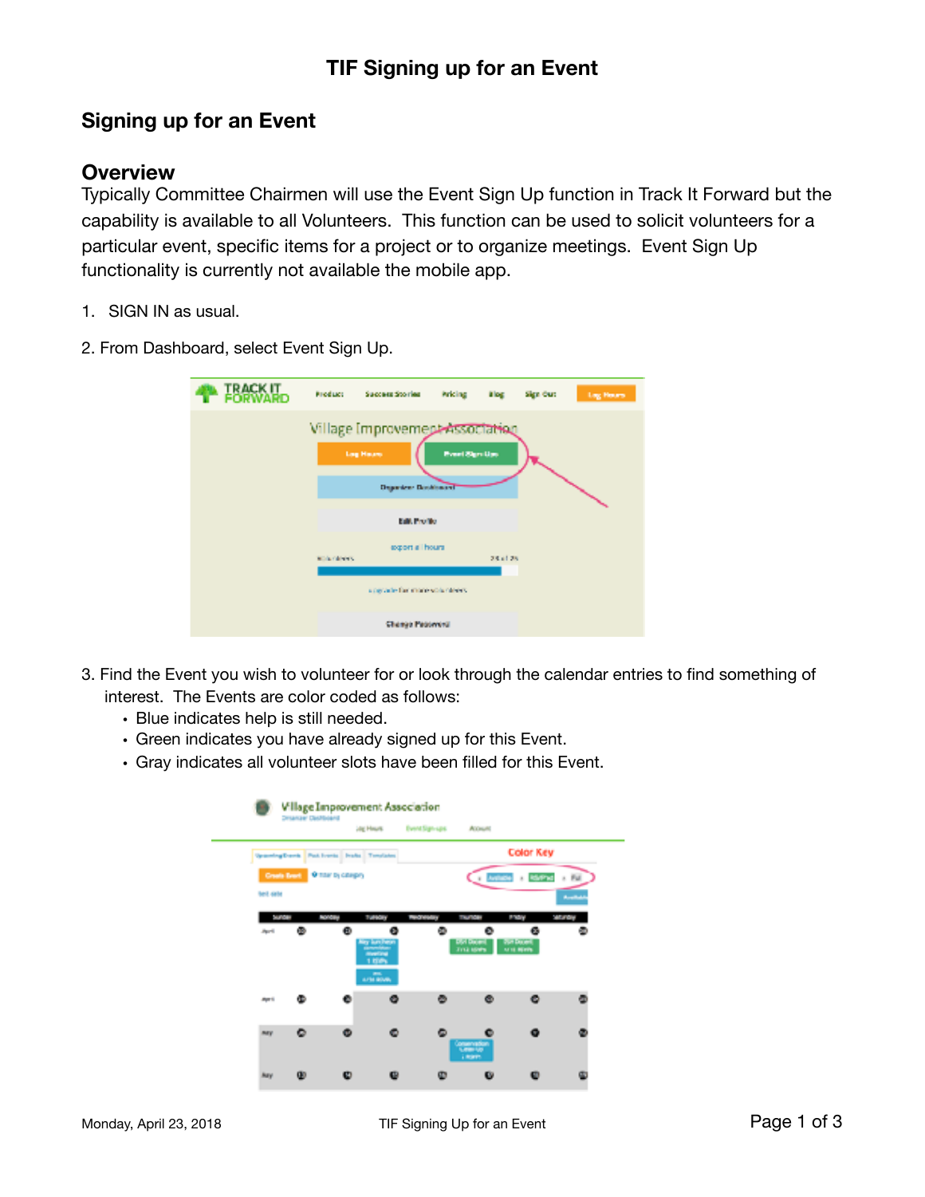# TIF Signing up for an Event

## Signing up for an Event

### Overview

Typically Committee Chairmen will use the Event Sign Up function in Track It Forward but the capability is available to all Volunteers. This function can be used to solicit volunteers for a particular event, specific items for a project or to organize meetings. Event Sign Up functionality is currently not available the mobile app.

1. SIGN IN as usual.

2. From Dashboard, select Event Sign Up.

3. Find the Event you wish to volunteer for or look through the calendar entries to find something of interest. The Events are color coded as follows:
   - Blue indicates help is still needed.
   - Green indicates you have already signed up for this Event.
   - Gray indicates all volunteer slots have been filled for this Event.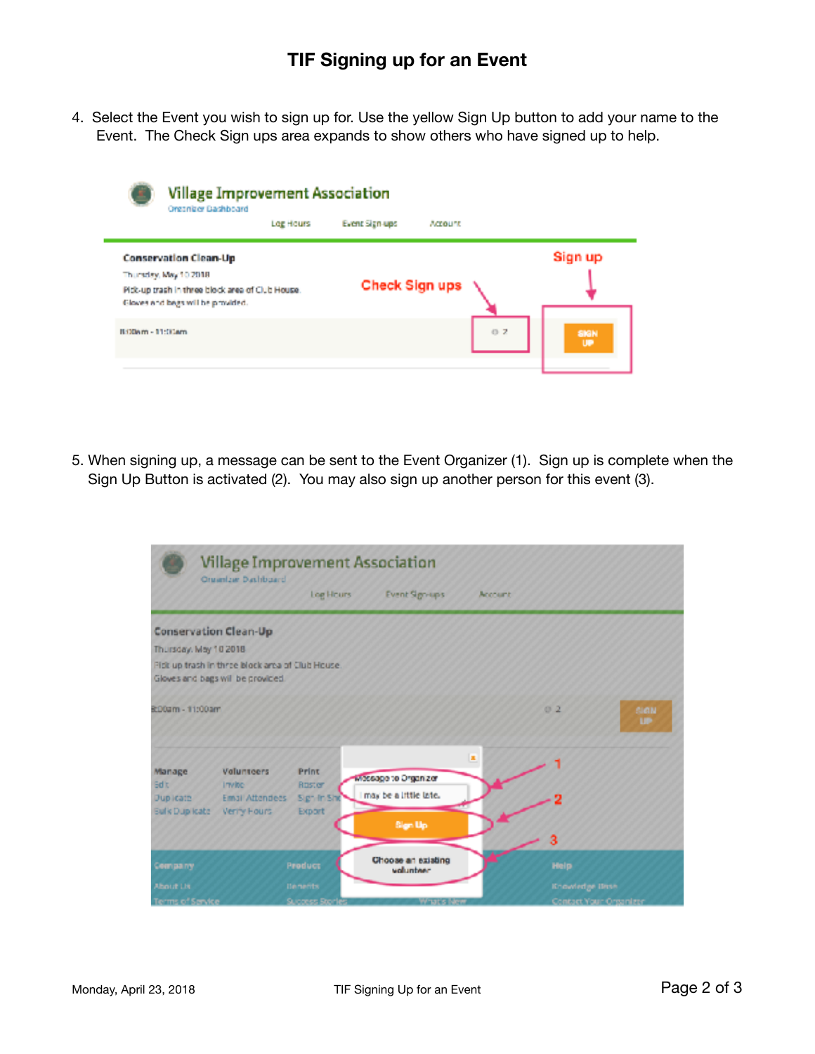# TIF Signing up for an Event

4. Select the Event you wish to sign up for. Use the yellow Sign Up button to add your name to the Event. The Check Sign ups area expands to show others who have signed up to help.

5. When signing up, a message can be sent to the Event Organizer (1). Sign up is complete when the Sign Up Button is activated (2). You may also sign up another person for this event (3).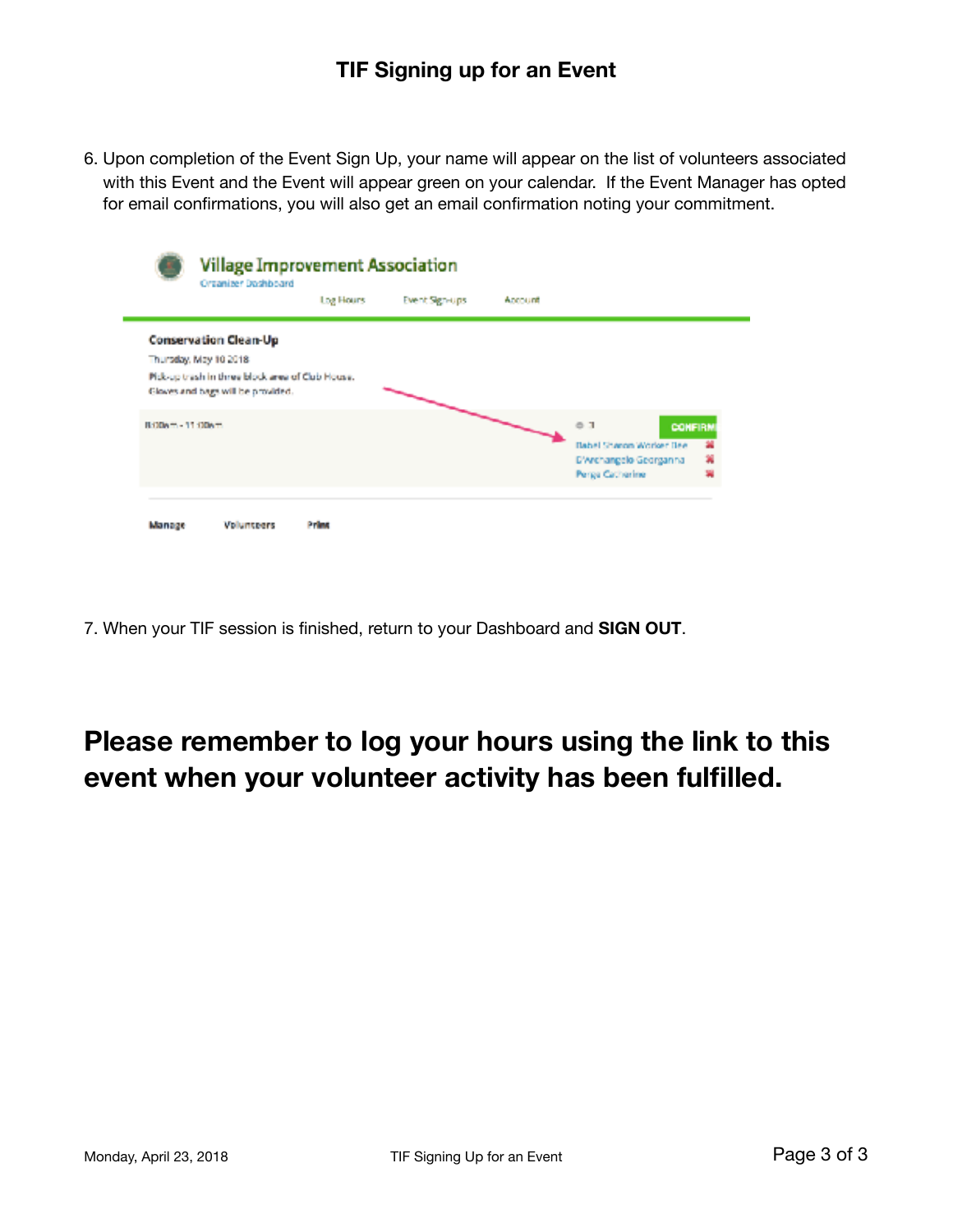6. Upon completion of the Event Sign Up, your name will appear on the list of volunteers associated with this Event and the Event will appear green on your calendar. If the Event Manager has opted for email confirmations, you will also get an email confirmation noting your commitment.

7. When your TIF session is finished, return to your Dashboard and **SIGN OUT**.

## Please remember to log your hours using the link to this event when your volunteer activity has been fulfilled.